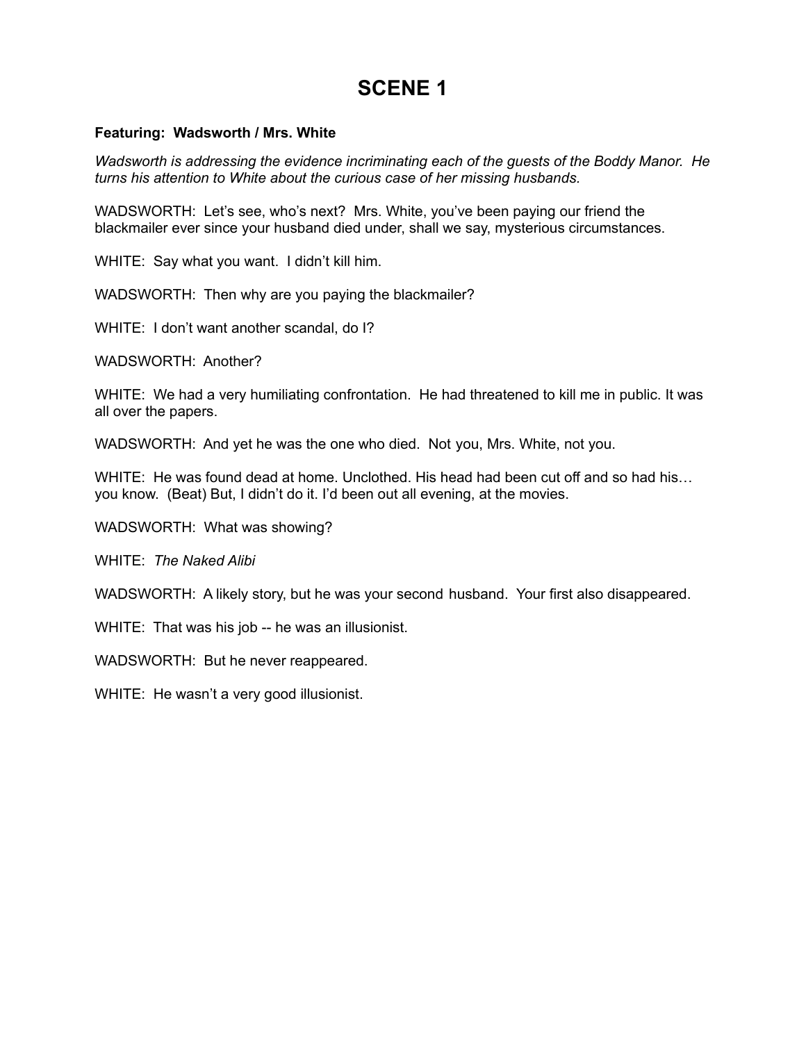# SCENE 1

**Featuring: Wadsworth / Mrs. White**

*Wadsworth is addressing the evidence incriminating each of the guests of the Boddy Manor. He turns his attention to White about the curious case of her missing husbands.*

WADSWORTH: Let's see, who's next? Mrs. White, you've been paying our friend the blackmailer ever since your husband died under, shall we say, mysterious circumstances.

WHITE: Say what you want. I didn't kill him.

WADSWORTH: Then why are you paying the blackmailer?

WHITE: I don't want another scandal, do I?

WADSWORTH: Another?

WHITE: We had a very humiliating confrontation. He had threatened to kill me in public. It was all over the papers.

WADSWORTH: And yet he was the one who died. Not you, Mrs. White, not you.

WHITE: He was found dead at home. Unclothed. His head had been cut off and so had his… you know. (Beat) But, I didn't do it. I'd been out all evening, at the movies.

WADSWORTH: What was showing?

WHITE: *The Naked Alibi*

WADSWORTH: A likely story, but he was your second husband. Your first also disappeared.

WHITE: That was his job -- he was an illusionist.

WADSWORTH: But he never reappeared.

WHITE: He wasn't a very good illusionist.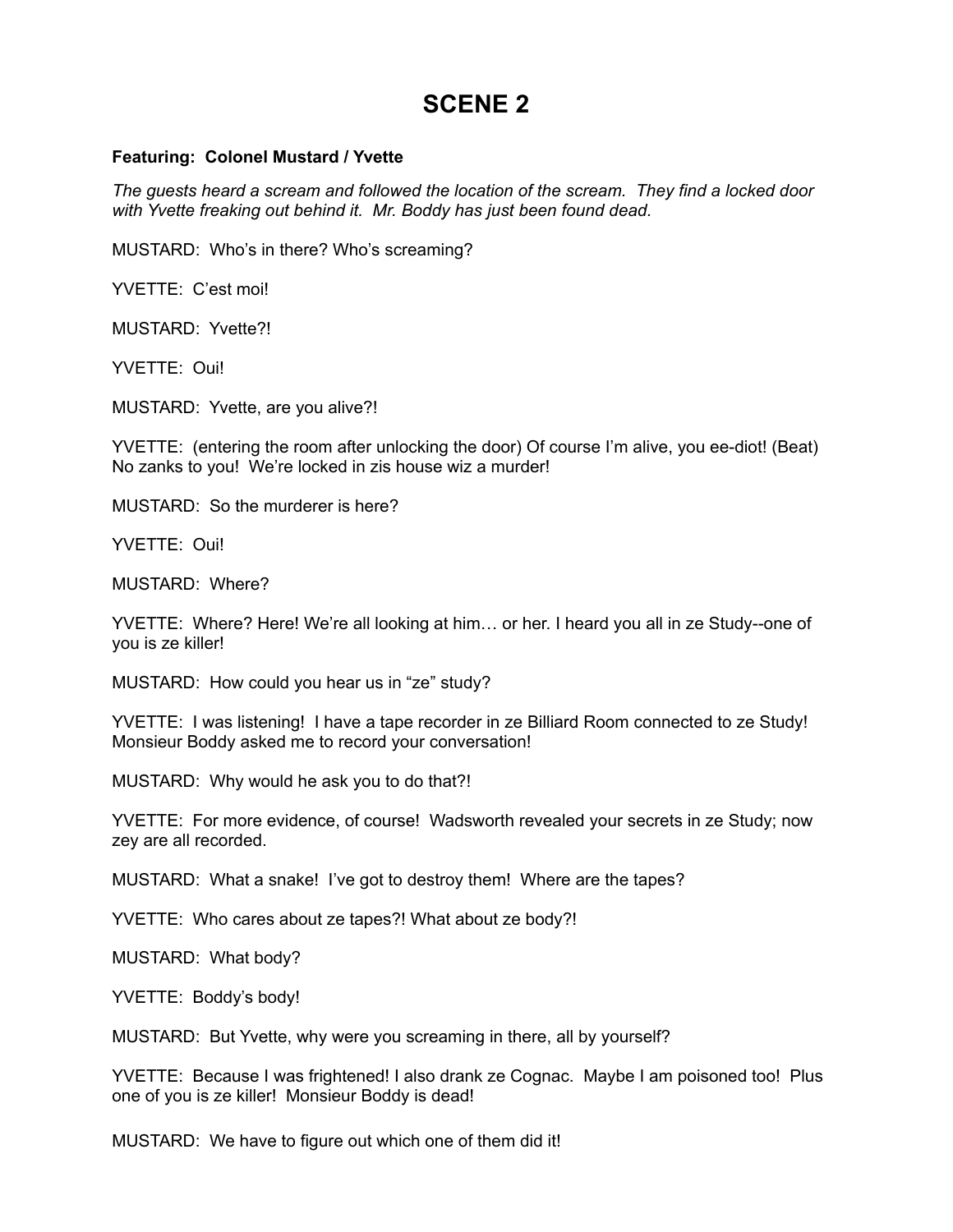# SCENE 2

**Featuring: Colonel Mustard / Yvette**

*The guests heard a scream and followed the location of the scream. They find a locked door with Yvette freaking out behind it. Mr. Boddy has just been found dead.*

MUSTARD: Who's in there? Who's screaming?

YVETTE: C'est moi!

MUSTARD: Yvette?!

YVETTE: Oui!

MUSTARD: Yvette, are you alive?!

YVETTE: (entering the room after unlocking the door) Of course I'm alive, you ee-diot! (Beat) No zanks to you! We're locked in zis house wiz a murder!

MUSTARD: So the murderer is here?

YVETTE: Oui!

MUSTARD: Where?

YVETTE: Where? Here! We're all looking at him… or her. I heard you all in ze Study--one of you is ze killer!

MUSTARD: How could you hear us in "ze" study?

YVETTE: I was listening! I have a tape recorder in ze Billiard Room connected to ze Study! Monsieur Boddy asked me to record your conversation!

MUSTARD: Why would he ask you to do that?!

YVETTE: For more evidence, of course! Wadsworth revealed your secrets in ze Study; now zey are all recorded.

MUSTARD: What a snake! I've got to destroy them! Where are the tapes?

YVETTE: Who cares about ze tapes?! What about ze body?!

MUSTARD: What body?

YVETTE: Boddy's body!

MUSTARD: But Yvette, why were you screaming in there, all by yourself?

YVETTE: Because I was frightened! I also drank ze Cognac. Maybe I am poisoned too! Plus one of you is ze killer! Monsieur Boddy is dead!

MUSTARD: We have to figure out which one of them did it!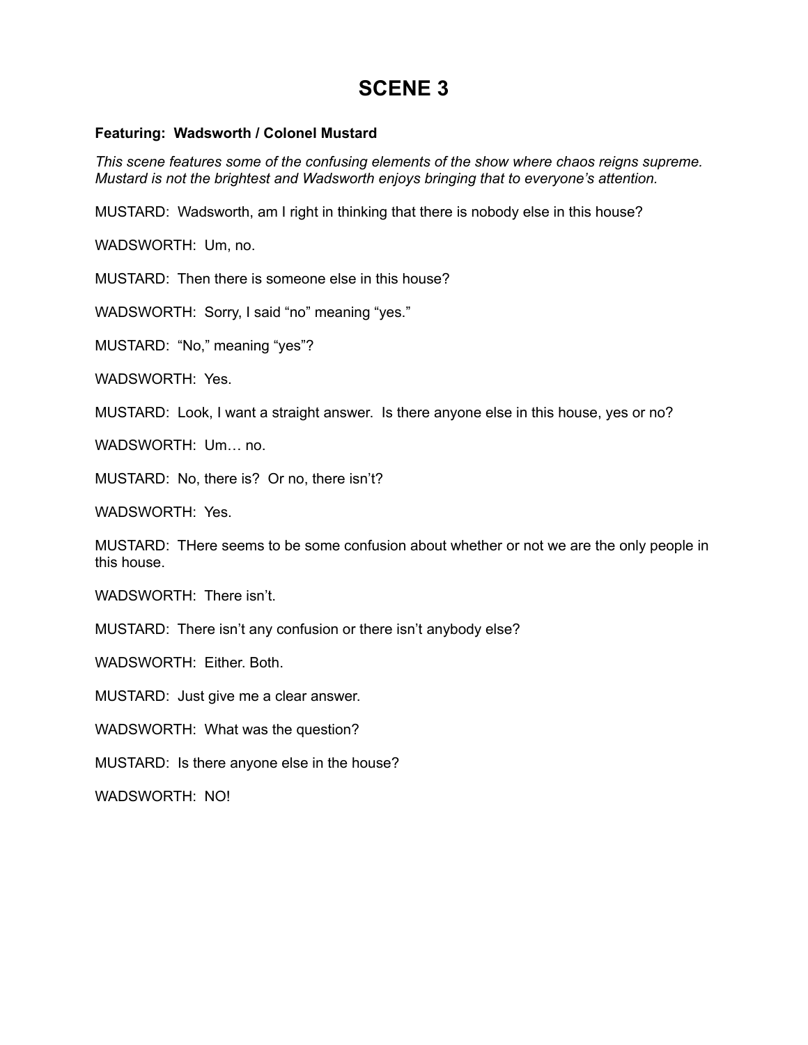# SCENE 3

**Featuring: Wadsworth / Colonel Mustard**

*This scene features some of the confusing elements of the show where chaos reigns supreme. Mustard is not the brightest and Wadsworth enjoys bringing that to everyone's attention.*

MUSTARD: Wadsworth, am I right in thinking that there is nobody else in this house?

WADSWORTH: Um, no.

MUSTARD: Then there is someone else in this house?

WADSWORTH: Sorry, I said "no" meaning "yes."

MUSTARD: "No," meaning "yes"?

WADSWORTH: Yes.

MUSTARD: Look, I want a straight answer. Is there anyone else in this house, yes or no?

WADSWORTH: Um… no.

MUSTARD: No, there is? Or no, there isn't?

WADSWORTH: Yes.

MUSTARD: THere seems to be some confusion about whether or not we are the only people in this house.

WADSWORTH: There isn't.

MUSTARD: There isn't any confusion or there isn't anybody else?

WADSWORTH: Either. Both.

MUSTARD: Just give me a clear answer.

WADSWORTH: What was the question?

MUSTARD: Is there anyone else in the house?

WADSWORTH: NO!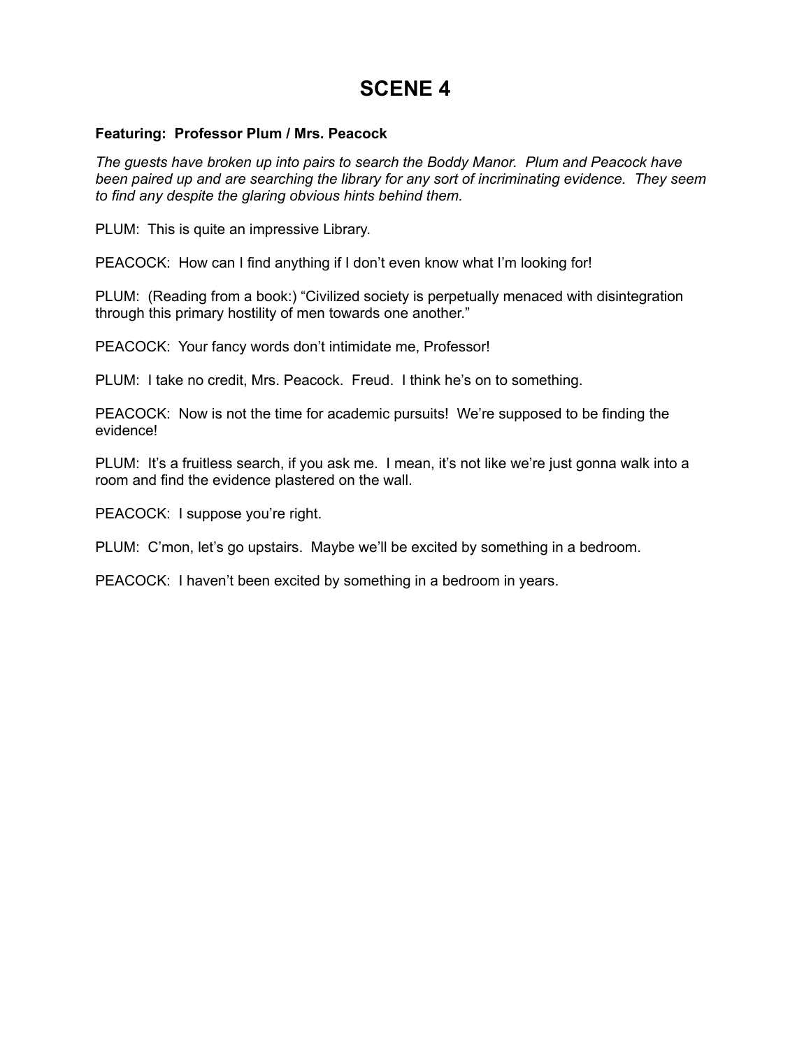# SCENE 4

**Featuring: Professor Plum / Mrs. Peacock**

*The guests have broken up into pairs to search the Boddy Manor. Plum and Peacock have been paired up and are searching the library for any sort of incriminating evidence. They seem to find any despite the glaring obvious hints behind them.*

PLUM: This is quite an impressive Library.

PEACOCK: How can I find anything if I don't even know what I'm looking for!

PLUM: (Reading from a book:) "Civilized society is perpetually menaced with disintegration through this primary hostility of men towards one another."

PEACOCK: Your fancy words don't intimidate me, Professor!

PLUM: I take no credit, Mrs. Peacock. Freud. I think he's on to something.

PEACOCK: Now is not the time for academic pursuits! We're supposed to be finding the evidence!

PLUM: It's a fruitless search, if you ask me. I mean, it's not like we're just gonna walk into a room and find the evidence plastered on the wall.

PEACOCK: I suppose you're right.

PLUM: C'mon, let's go upstairs. Maybe we'll be excited by something in a bedroom.

PEACOCK: I haven't been excited by something in a bedroom in years.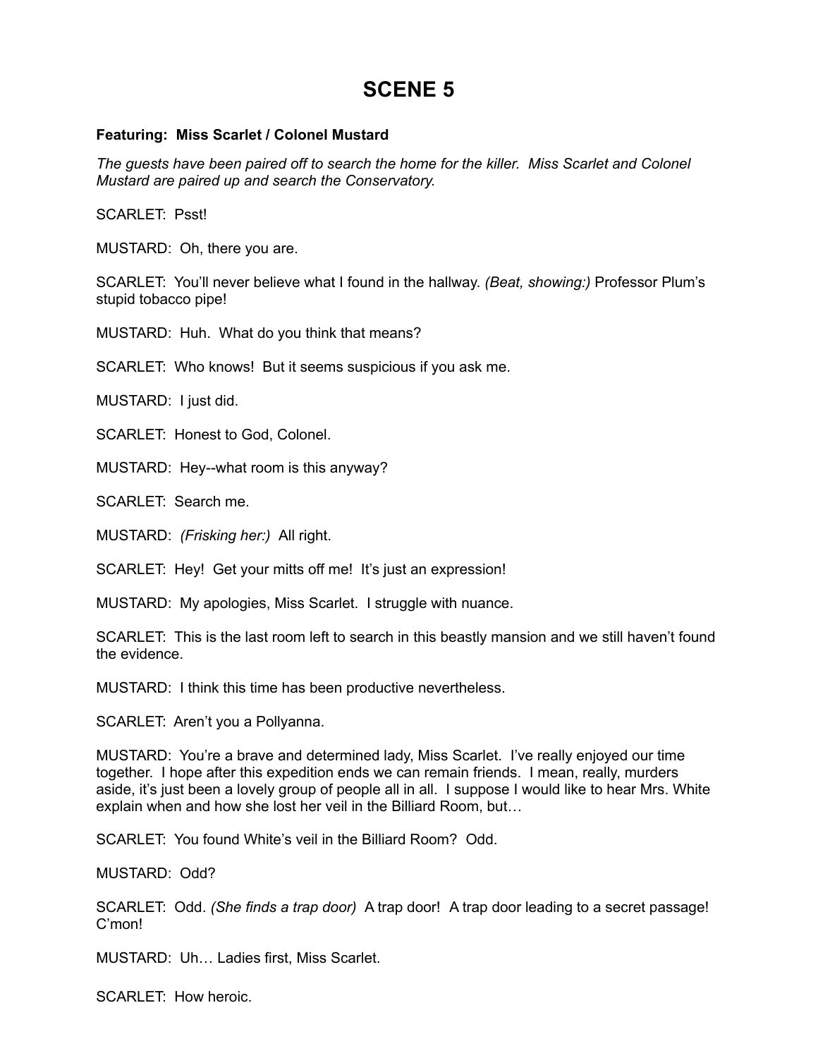# SCENE 5

**Featuring: Miss Scarlet / Colonel Mustard**

*The guests have been paired off to search the home for the killer. Miss Scarlet and Colonel Mustard are paired up and search the Conservatory.*

SCARLET: Psst!

MUSTARD: Oh, there you are.

SCARLET: You'll never believe what I found in the hallway. *(Beat, showing:)* Professor Plum's stupid tobacco pipe!

MUSTARD: Huh. What do you think that means?

SCARLET: Who knows! But it seems suspicious if you ask me.

MUSTARD: I just did.

SCARLET: Honest to God, Colonel.

MUSTARD: Hey--what room is this anyway?

SCARLET: Search me.

MUSTARD: *(Frisking her:)* All right.

SCARLET: Hey! Get your mitts off me! It's just an expression!

MUSTARD: My apologies, Miss Scarlet. I struggle with nuance.

SCARLET: This is the last room left to search in this beastly mansion and we still haven't found the evidence.

MUSTARD: I think this time has been productive nevertheless.

SCARLET: Aren't you a Pollyanna.

MUSTARD: You're a brave and determined lady, Miss Scarlet. I've really enjoyed our time together. I hope after this expedition ends we can remain friends. I mean, really, murders aside, it's just been a lovely group of people all in all. I suppose I would like to hear Mrs. White explain when and how she lost her veil in the Billiard Room, but…

SCARLET: You found White's veil in the Billiard Room? Odd.

MUSTARD: Odd?

SCARLET: Odd. *(She finds a trap door)* A trap door! A trap door leading to a secret passage! C'mon!

MUSTARD: Uh… Ladies first, Miss Scarlet.

SCARLET: How heroic.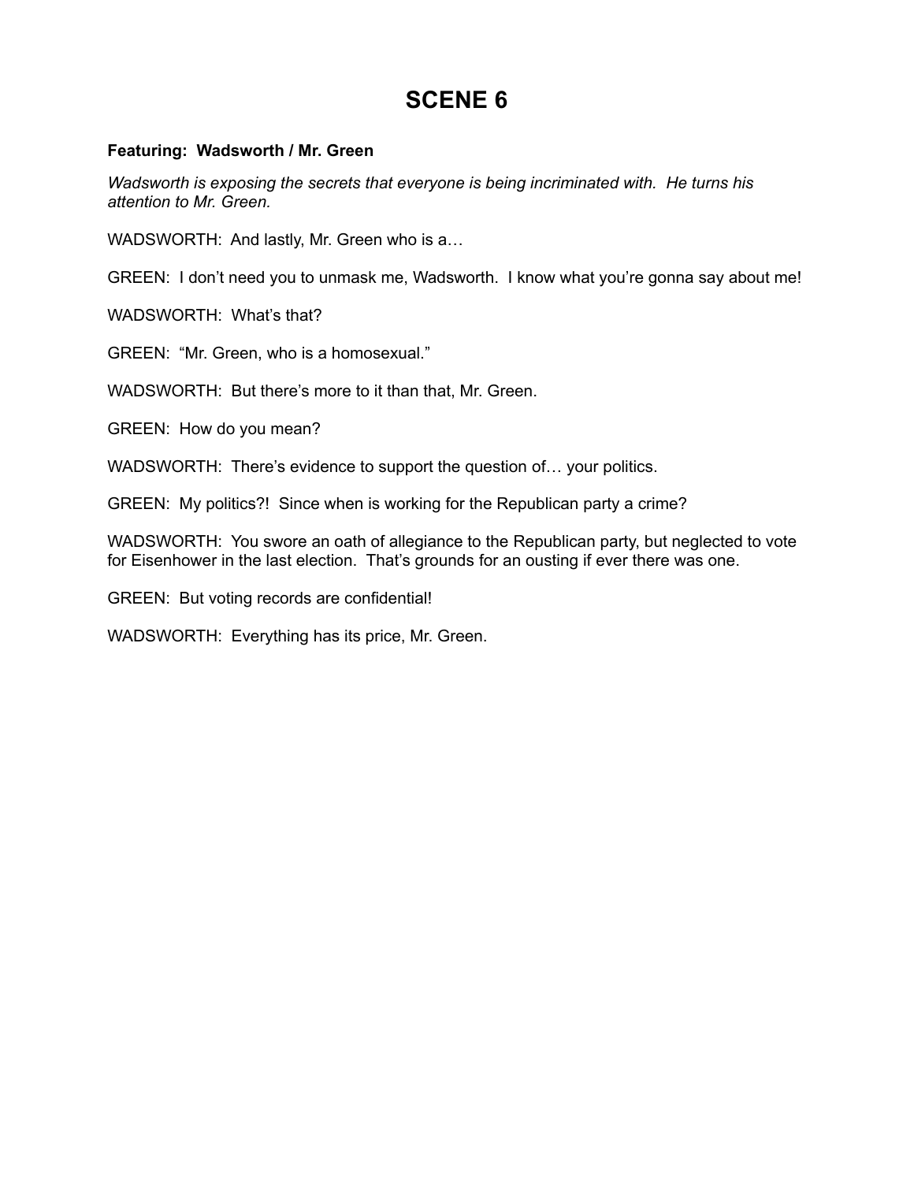# SCENE 6

**Featuring: Wadsworth / Mr. Green**

*Wadsworth is exposing the secrets that everyone is being incriminated with. He turns his attention to Mr. Green.*

WADSWORTH: And lastly, Mr. Green who is a…

GREEN: I don't need you to unmask me, Wadsworth. I know what you're gonna say about me!

WADSWORTH: What's that?

GREEN: "Mr. Green, who is a homosexual."

WADSWORTH: But there's more to it than that, Mr. Green.

GREEN: How do you mean?

WADSWORTH: There's evidence to support the question of… your politics.

GREEN: My politics?! Since when is working for the Republican party a crime?

WADSWORTH: You swore an oath of allegiance to the Republican party, but neglected to vote for Eisenhower in the last election. That's grounds for an ousting if ever there was one.

GREEN: But voting records are confidential!

WADSWORTH: Everything has its price, Mr. Green.